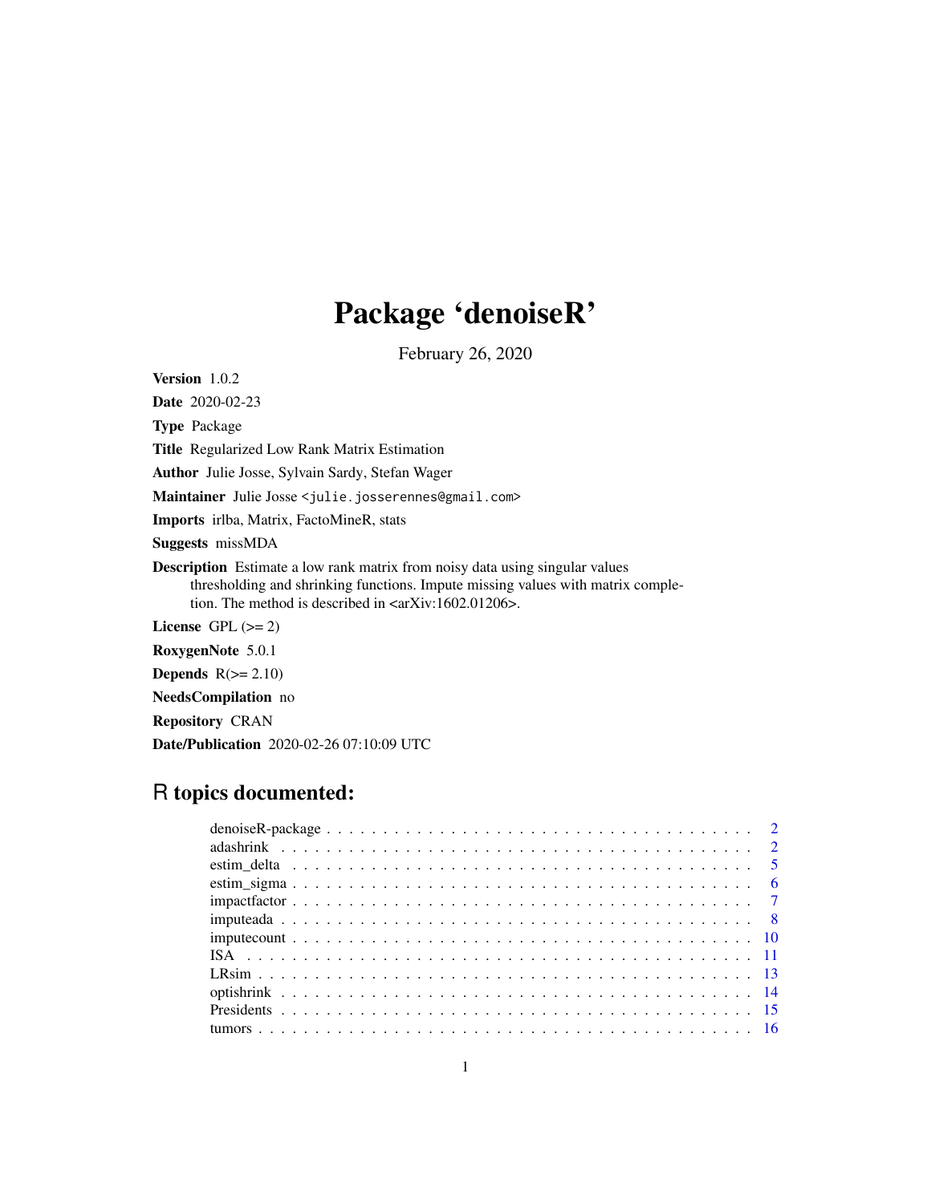# Package 'denoiseR'

February 26, 2020

**Version** 1.0.2

**Date** 2020-02-23

**Type** Package

**Title** Regularized Low Rank Matrix Estimation

**Author** Julie Josse, Sylvain Sardy, Stefan Wager

**Maintainer** Julie Josse <julie.josserennes@gmail.com>

**Imports** irlba, Matrix, FactoMineR, stats

**Suggests** missMDA

**Description** Estimate a low rank matrix from noisy data using singular values thresholding and shrinking functions. Impute missing values with matrix completion. The method is described in <arXiv:1602.01206>.

**License** GPL (>= 2)

**RoxygenNote** 5.0.1

**Depends** R(>= 2.10)

**NeedsCompilation** no

**Repository** CRAN

**Date/Publication** 2020-02-26 07:10:09 UTC

## R topics documented:

denoiseR-package . . . . . . . . . . . . . . . . . . . . . . . . . . . . . . . . . . . . . . 2
adashrink . . . . . . . . . . . . . . . . . . . . . . . . . . . . . . . . . . . . . . . . . . 2
estim_delta . . . . . . . . . . . . . . . . . . . . . . . . . . . . . . . . . . . . . . . . . 5
estim_sigma . . . . . . . . . . . . . . . . . . . . . . . . . . . . . . . . . . . . . . . . . 6
impactfactor . . . . . . . . . . . . . . . . . . . . . . . . . . . . . . . . . . . . . . . . . 7
imputeada . . . . . . . . . . . . . . . . . . . . . . . . . . . . . . . . . . . . . . . . . . 8
imputecount . . . . . . . . . . . . . . . . . . . . . . . . . . . . . . . . . . . . . . . . . 10
ISA . . . . . . . . . . . . . . . . . . . . . . . . . . . . . . . . . . . . . . . . . . . . . . 11
LRsim . . . . . . . . . . . . . . . . . . . . . . . . . . . . . . . . . . . . . . . . . . . . 13
optishrink . . . . . . . . . . . . . . . . . . . . . . . . . . . . . . . . . . . . . . . . . . 14
Presidents . . . . . . . . . . . . . . . . . . . . . . . . . . . . . . . . . . . . . . . . . . 15
tumors . . . . . . . . . . . . . . . . . . . . . . . . . . . . . . . . . . . . . . . . . . . . 16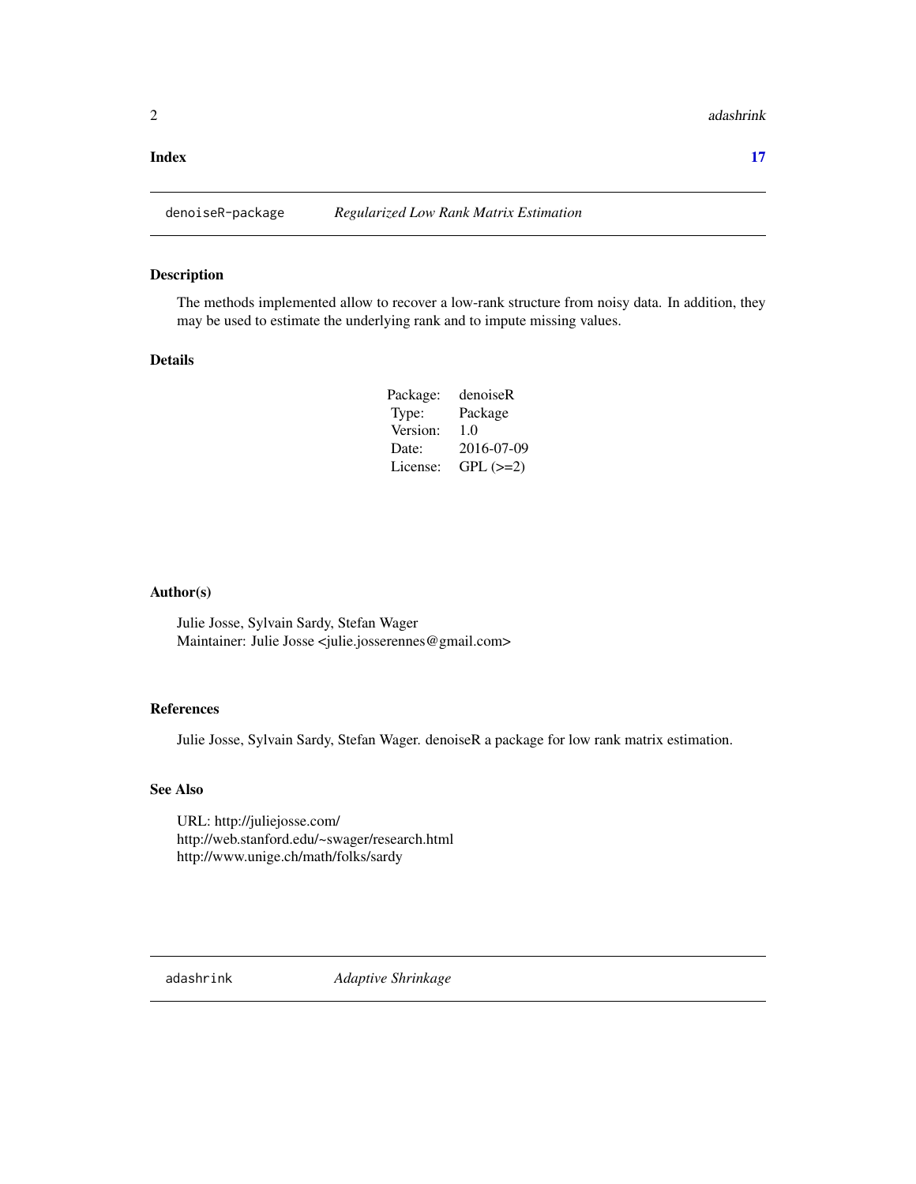**Index** **17**

## denoiseR-package *Regularized Low Rank Matrix Estimation*

### Description

The methods implemented allow to recover a low-rank structure from noisy data. In addition, they may be used to estimate the underlying rank and to impute missing values.

### Details

| | |
|---|---|
| Package: | denoiseR |
| Type: | Package |
| Version: | 1.0 |
| Date: | 2016-07-09 |
| License: | GPL (>=2) |

### Author(s)

Julie Josse, Sylvain Sardy, Stefan Wager
Maintainer: Julie Josse <julie.josserennes@gmail.com>

### References

Julie Josse, Sylvain Sardy, Stefan Wager. denoiseR a package for low rank matrix estimation.

### See Also

URL: http://juliejosse.com/
http://web.stanford.edu/~swager/research.html
http://www.unige.ch/math/folks/sardy

## adashrink *Adaptive Shrinkage*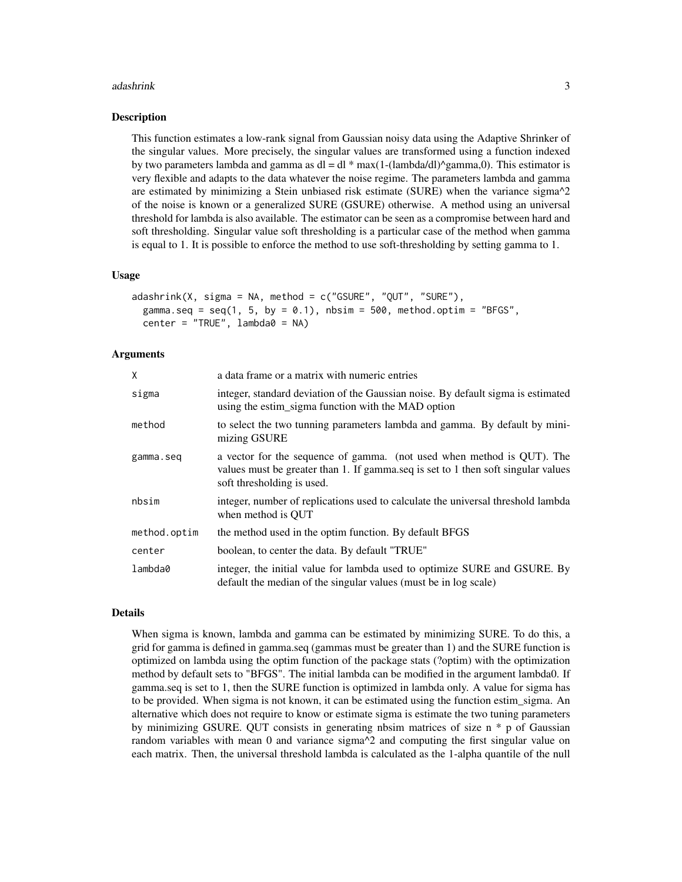## Description

This function estimates a low-rank signal from Gaussian noisy data using the Adaptive Shrinker of the singular values. More precisely, the singular values are transformed using a function indexed by two parameters lambda and gamma as dl = dl * max(1-(lambda/dl)^gamma,0). This estimator is very flexible and adapts to the data whatever the noise regime. The parameters lambda and gamma are estimated by minimizing a Stein unbiased risk estimate (SURE) when the variance sigma^2 of the noise is known or a generalized SURE (GSURE) otherwise. A method using an universal threshold for lambda is also available. The estimator can be seen as a compromise between hard and soft thresholding. Singular value soft thresholding is a particular case of the method when gamma is equal to 1. It is possible to enforce the method to use soft-thresholding by setting gamma to 1.

## Usage

```
adashrink(X, sigma = NA, method = c("GSURE", "QUT", "SURE"),
  gamma.seq = seq(1, 5, by = 0.1), nbsim = 500, method.optim = "BFGS",
  center = "TRUE", lambda0 = NA)
```

## Arguments

| | |
|---|---|
| X | a data frame or a matrix with numeric entries |
| sigma | integer, standard deviation of the Gaussian noise. By default sigma is estimated using the estim_sigma function with the MAD option |
| method | to select the two tunning parameters lambda and gamma. By default by minimizing GSURE |
| gamma.seq | a vector for the sequence of gamma. (not used when method is QUT). The values must be greater than 1. If gamma.seq is set to 1 then soft singular values soft thresholding is used. |
| nbsim | integer, number of replications used to calculate the universal threshold lambda when method is QUT |
| method.optim | the method used in the optim function. By default BFGS |
| center | boolean, to center the data. By default "TRUE" |
| lambda0 | integer, the initial value for lambda used to optimize SURE and GSURE. By default the median of the singular values (must be in log scale) |

## Details

When sigma is known, lambda and gamma can be estimated by minimizing SURE. To do this, a grid for gamma is defined in gamma.seq (gammas must be greater than 1) and the SURE function is optimized on lambda using the optim function of the package stats (?optim) with the optimization method by default sets to "BFGS". The initial lambda can be modified in the argument lambda0. If gamma.seq is set to 1, then the SURE function is optimized in lambda only. A value for sigma has to be provided. When sigma is not known, it can be estimated using the function estim_sigma. An alternative which does not require to know or estimate sigma is estimate the two tuning parameters by minimizing GSURE. QUT consists in generating nbsim matrices of size n * p of Gaussian random variables with mean 0 and variance sigma^2 and computing the first singular value on each matrix. Then, the universal threshold lambda is calculated as the 1-alpha quantile of the null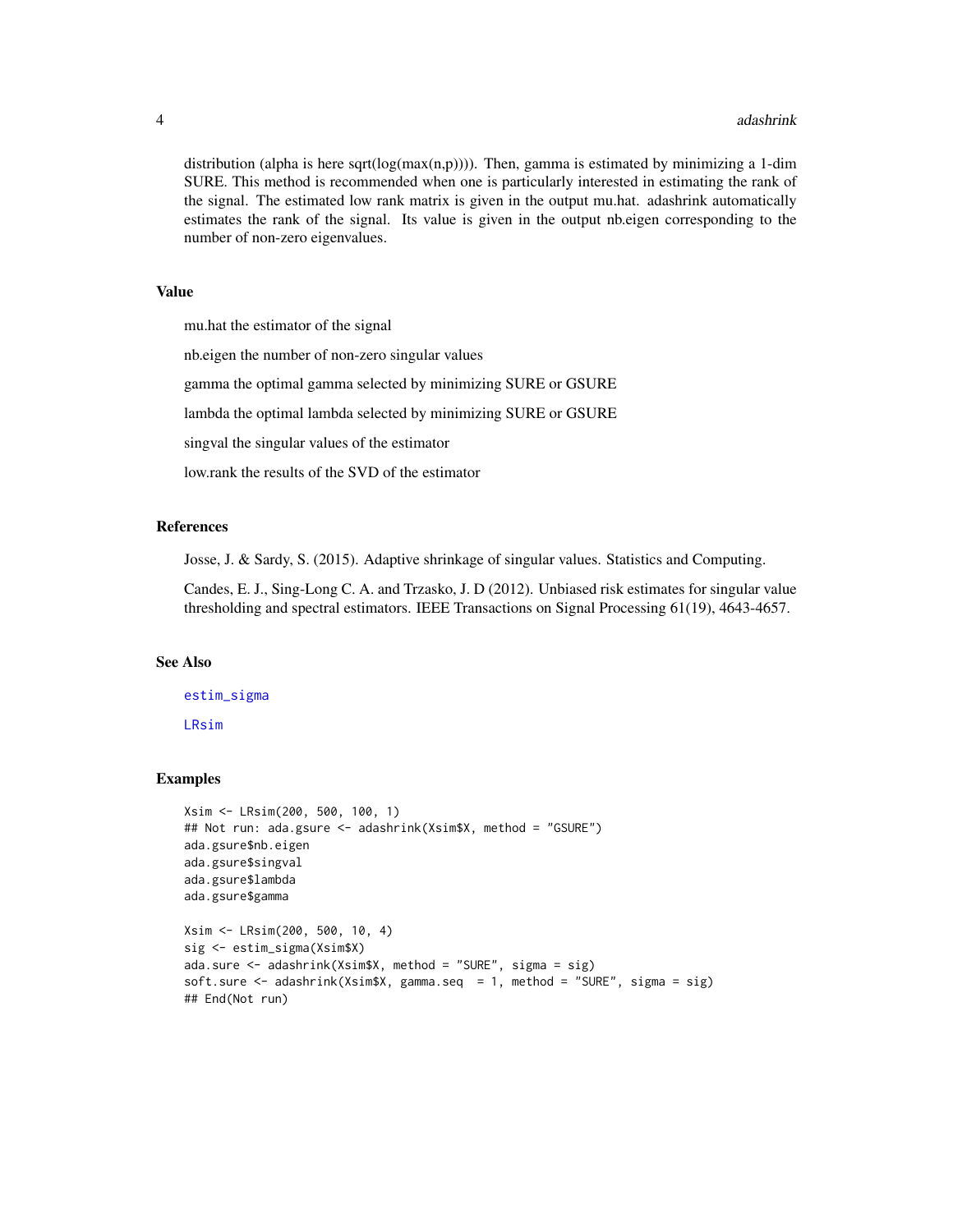distribution (alpha is here sqrt(log(max(n,p)))). Then, gamma is estimated by minimizing a 1-dim SURE. This method is recommended when one is particularly interested in estimating the rank of the signal. The estimated low rank matrix is given in the output mu.hat. adashrink automatically estimates the rank of the signal. Its value is given in the output nb.eigen corresponding to the number of non-zero eigenvalues.

## Value

mu.hat the estimator of the signal

nb.eigen the number of non-zero singular values

gamma the optimal gamma selected by minimizing SURE or GSURE

lambda the optimal lambda selected by minimizing SURE or GSURE

singval the singular values of the estimator

low.rank the results of the SVD of the estimator

## References

Josse, J. & Sardy, S. (2015). Adaptive shrinkage of singular values. Statistics and Computing.

Candes, E. J., Sing-Long C. A. and Trzasko, J. D (2012). Unbiased risk estimates for singular value thresholding and spectral estimators. IEEE Transactions on Signal Processing 61(19), 4643-4657.

## See Also

estim_sigma

LRsim

## Examples

```
Xsim <- LRsim(200, 500, 100, 1)
## Not run: ada.gsure <- adashrink(Xsim$X, method = "GSURE")
ada.gsure$nb.eigen
ada.gsure$singval
ada.gsure$lambda
ada.gsure$gamma

Xsim <- LRsim(200, 500, 10, 4)
sig <- estim_sigma(Xsim$X)
ada.sure <- adashrink(Xsim$X, method = "SURE", sigma = sig)
soft.sure <- adashrink(Xsim$X, gamma.seq  = 1, method = "SURE", sigma = sig)
## End(Not run)
```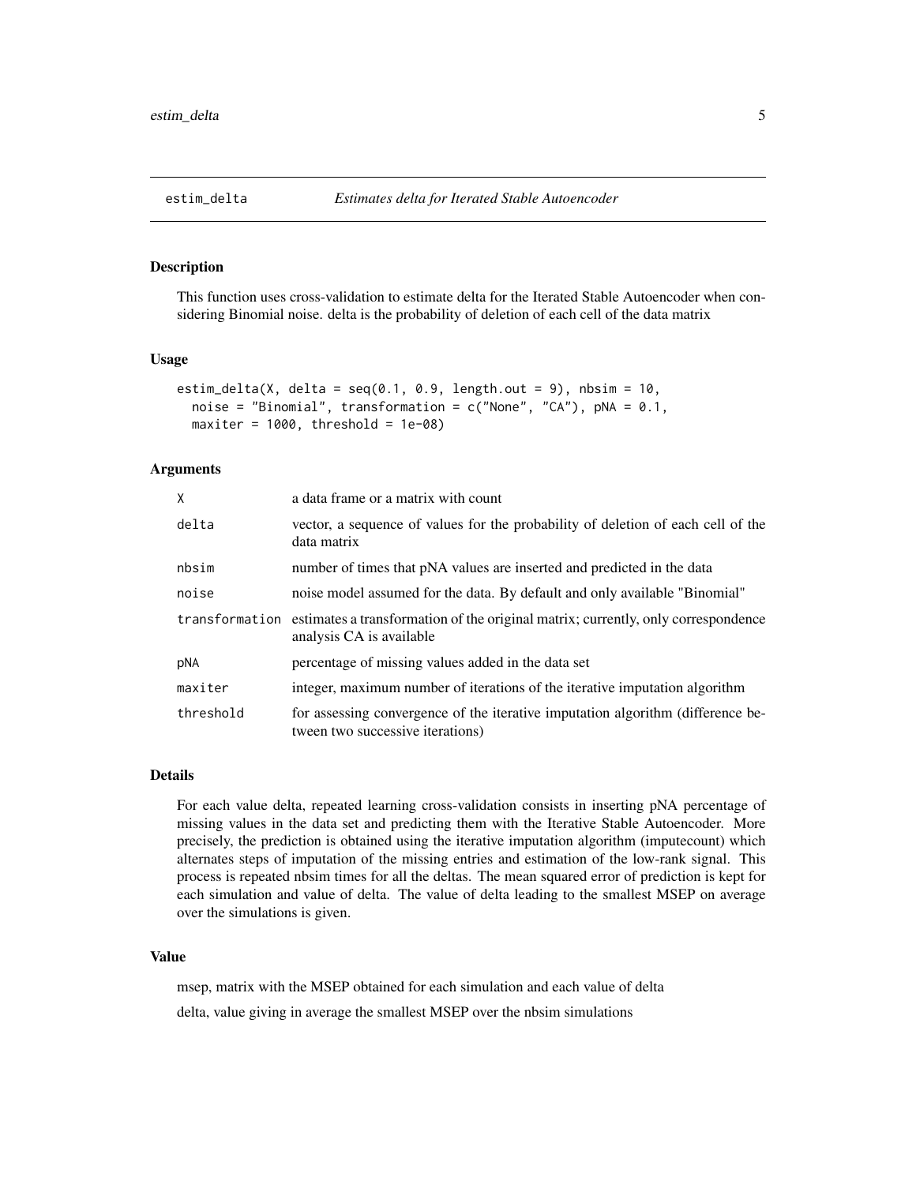# estim_delta — *Estimates delta for Iterated Stable Autoencoder*

## Description

This function uses cross-validation to estimate delta for the Iterated Stable Autoencoder when considering Binomial noise. delta is the probability of deletion of each cell of the data matrix

## Usage

```
estim_delta(X, delta = seq(0.1, 0.9, length.out = 9), nbsim = 10,
  noise = "Binomial", transformation = c("None", "CA"), pNA = 0.1,
  maxiter = 1000, threshold = 1e-08)
```

## Arguments

| | |
|---|---|
| X | a data frame or a matrix with count |
| delta | vector, a sequence of values for the probability of deletion of each cell of the data matrix |
| nbsim | number of times that pNA values are inserted and predicted in the data |
| noise | noise model assumed for the data. By default and only available "Binomial" |
| transformation | estimates a transformation of the original matrix; currently, only correspondence analysis CA is available |
| pNA | percentage of missing values added in the data set |
| maxiter | integer, maximum number of iterations of the iterative imputation algorithm |
| threshold | for assessing convergence of the iterative imputation algorithm (difference between two successive iterations) |

## Details

For each value delta, repeated learning cross-validation consists in inserting pNA percentage of missing values in the data set and predicting them with the Iterative Stable Autoencoder. More precisely, the prediction is obtained using the iterative imputation algorithm (imputecount) which alternates steps of imputation of the missing entries and estimation of the low-rank signal. This process is repeated nbsim times for all the deltas. The mean squared error of prediction is kept for each simulation and value of delta. The value of delta leading to the smallest MSEP on average over the simulations is given.

## Value

msep, matrix with the MSEP obtained for each simulation and each value of delta

delta, value giving in average the smallest MSEP over the nbsim simulations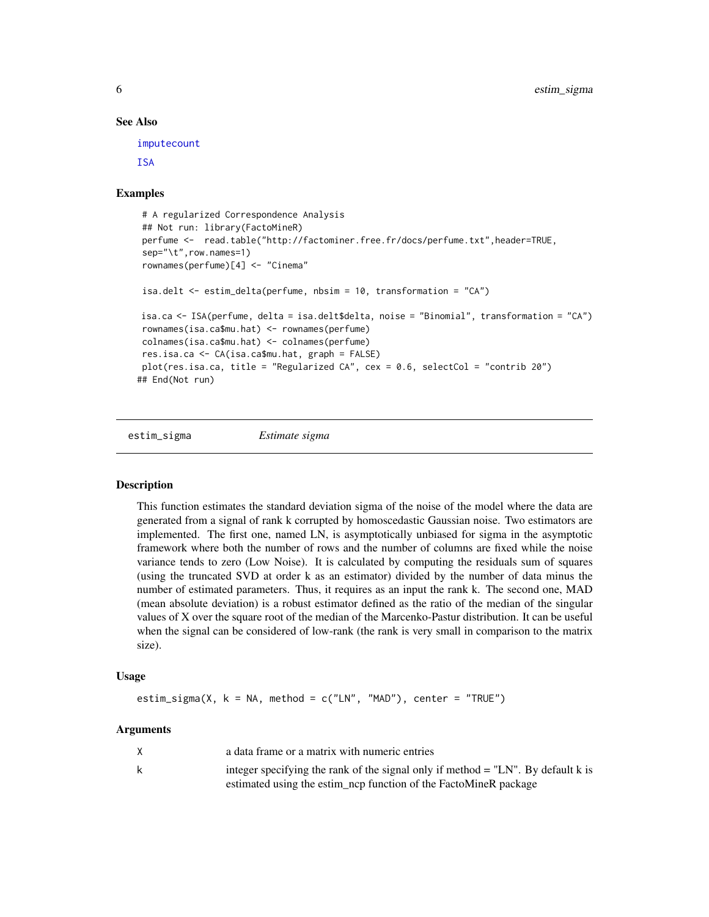## See Also

imputecount

ISA

## Examples

```
 # A regularized Correspondence Analysis
 ## Not run: library(FactoMineR)
 perfume <-  read.table("http://factominer.free.fr/docs/perfume.txt",header=TRUE,
 sep="\t",row.names=1)
 rownames(perfume)[4] <- "Cinema"

 isa.delt <- estim_delta(perfume, nbsim = 10, transformation = "CA")

isa.ca <- ISA(perfume, delta = isa.delt$delta, noise = "Binomial", transformation = "CA")
 rownames(isa.ca$mu.hat) <- rownames(perfume)
 colnames(isa.ca$mu.hat) <- colnames(perfume)
 res.isa.ca <- CA(isa.ca$mu.hat, graph = FALSE)
 plot(res.isa.ca, title = "Regularized CA", cex = 0.6, selectCol = "contrib 20")
## End(Not run)
```

---

# estim_sigma — *Estimate sigma*

## Description

This function estimates the standard deviation sigma of the noise of the model where the data are generated from a signal of rank k corrupted by homoscedastic Gaussian noise. Two estimators are implemented. The first one, named LN, is asymptotically unbiased for sigma in the asymptotic framework where both the number of rows and the number of columns are fixed while the noise variance tends to zero (Low Noise). It is calculated by computing the residuals sum of squares (using the truncated SVD at order k as an estimator) divided by the number of data minus the number of estimated parameters. Thus, it requires as an input the rank k. The second one, MAD (mean absolute deviation) is a robust estimator defined as the ratio of the median of the singular values of X over the square root of the median of the Marcenko-Pastur distribution. It can be useful when the signal can be considered of low-rank (the rank is very small in comparison to the matrix size).

## Usage

```
estim_sigma(X, k = NA, method = c("LN", "MAD"), center = "TRUE")
```

## Arguments

| | |
|---|---|
| X | a data frame or a matrix with numeric entries |
| k | integer specifying the rank of the signal only if method = "LN". By default k is estimated using the estim_ncp function of the FactoMineR package |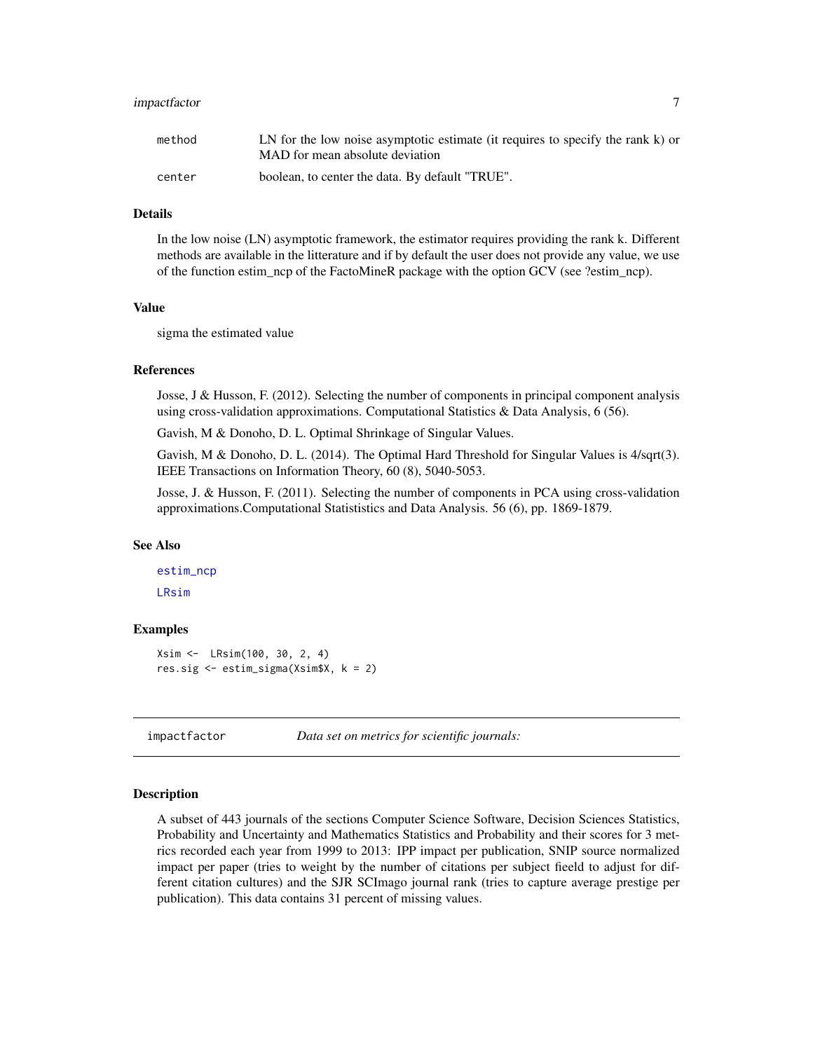| | |
|---|---|
| method | LN for the low noise asymptotic estimate (it requires to specify the rank k) or MAD for mean absolute deviation |
| center | boolean, to center the data. By default "TRUE". |

### Details

In the low noise (LN) asymptotic framework, the estimator requires providing the rank k. Different methods are available in the litterature and if by default the user does not provide any value, we use of the function estim_ncp of the FactoMineR package with the option GCV (see ?estim_ncp).

### Value

sigma the estimated value

### References

Josse, J & Husson, F. (2012). Selecting the number of components in principal component analysis using cross-validation approximations. Computational Statistics & Data Analysis, 6 (56).

Gavish, M & Donoho, D. L. Optimal Shrinkage of Singular Values.

Gavish, M & Donoho, D. L. (2014). The Optimal Hard Threshold for Singular Values is 4/sqrt(3). IEEE Transactions on Information Theory, 60 (8), 5040-5053.

Josse, J. & Husson, F. (2011). Selecting the number of components in PCA using cross-validation approximations.Computational Statististics and Data Analysis. 56 (6), pp. 1869-1879.

### See Also

estim_ncp

LRsim

### Examples

```
Xsim <-  LRsim(100, 30, 2, 4)
res.sig <- estim_sigma(Xsim$X, k = 2)
```

---

## impactfactor — *Data set on metrics for scientific journals:*

### Description

A subset of 443 journals of the sections Computer Science Software, Decision Sciences Statistics, Probability and Uncertainty and Mathematics Statistics and Probability and their scores for 3 metrics recorded each year from 1999 to 2013: IPP impact per publication, SNIP source normalized impact per paper (tries to weight by the number of citations per subject fieeld to adjust for different citation cultures) and the SJR SCImago journal rank (tries to capture average prestige per publication). This data contains 31 percent of missing values.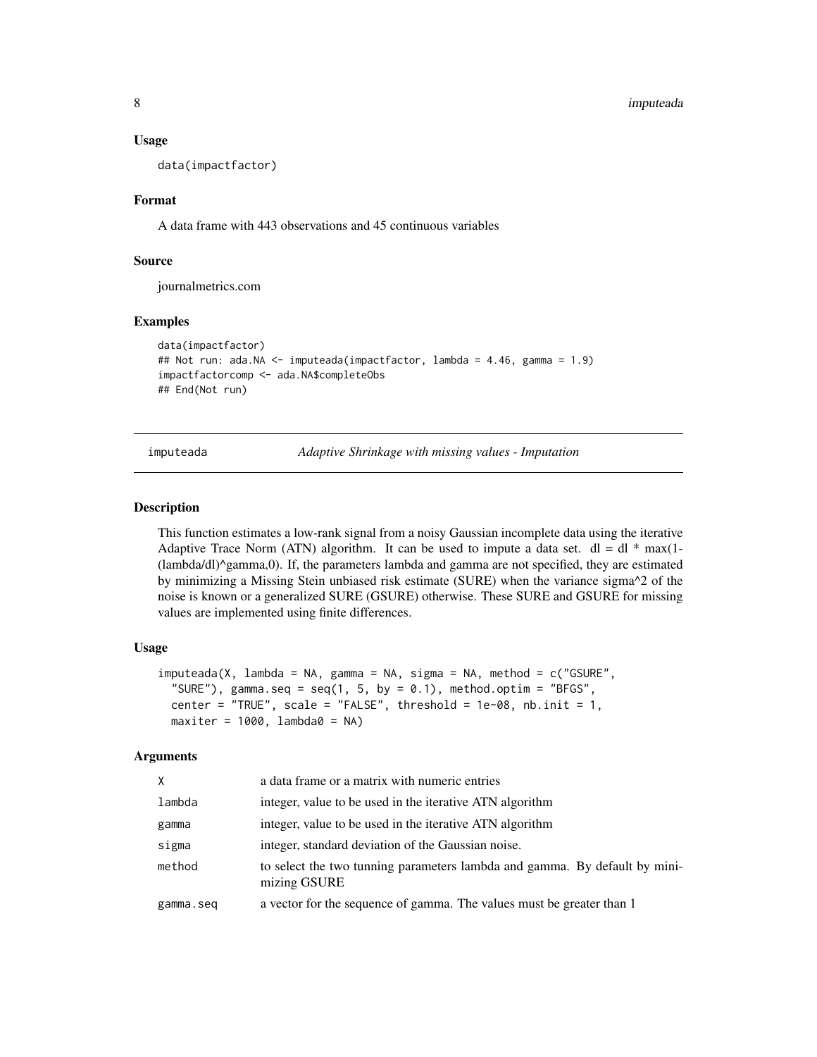### Usage

```
data(impactfactor)
```

### Format

A data frame with 443 observations and 45 continuous variables

### Source

journalmetrics.com

### Examples

```
data(impactfactor)
## Not run: ada.NA <- imputeada(impactfactor, lambda = 4.46, gamma = 1.9)
impactfactorcomp <- ada.NA$completeObs
## End(Not run)
```

---

## imputeada — *Adaptive Shrinkage with missing values - Imputation*

---

### Description

This function estimates a low-rank signal from a noisy Gaussian incomplete data using the iterative Adaptive Trace Norm (ATN) algorithm. It can be used to impute a data set. dl = dl * max(1-(lambda/dl)^gamma,0). If, the parameters lambda and gamma are not specified, they are estimated by minimizing a Missing Stein unbiased risk estimate (SURE) when the variance sigma^2 of the noise is known or a generalized SURE (GSURE) otherwise. These SURE and GSURE for missing values are implemented using finite differences.

### Usage

```
imputeada(X, lambda = NA, gamma = NA, sigma = NA, method = c("GSURE",
  "SURE"), gamma.seq = seq(1, 5, by = 0.1), method.optim = "BFGS",
  center = "TRUE", scale = "FALSE", threshold = 1e-08, nb.init = 1,
  maxiter = 1000, lambda0 = NA)
```

### Arguments

| | |
|---|---|
| `X` | a data frame or a matrix with numeric entries |
| `lambda` | integer, value to be used in the iterative ATN algorithm |
| `gamma` | integer, value to be used in the iterative ATN algorithm |
| `sigma` | integer, standard deviation of the Gaussian noise. |
| `method` | to select the two tunning parameters lambda and gamma. By default by minimizing GSURE |
| `gamma.seq` | a vector for the sequence of gamma. The values must be greater than 1 |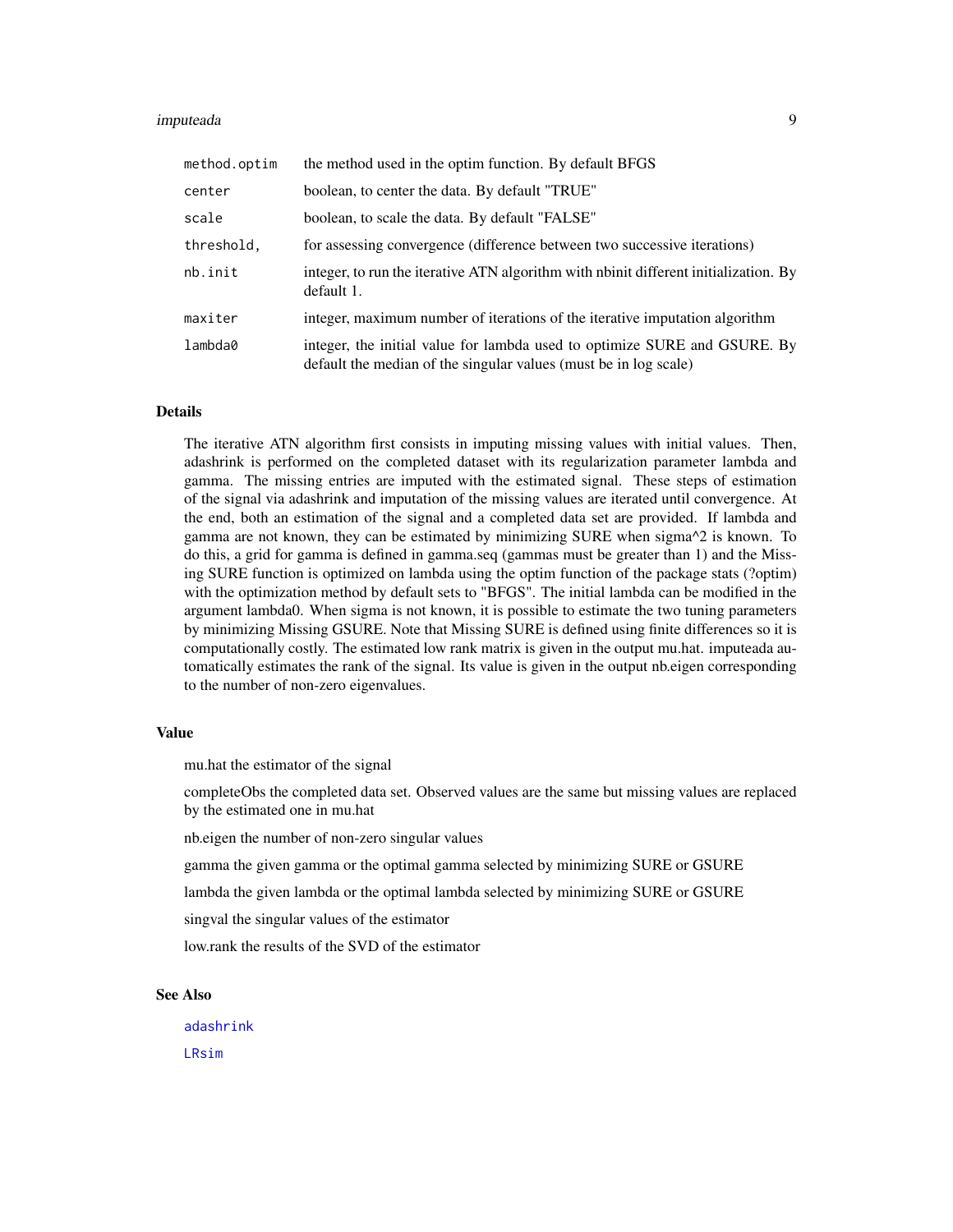| | |
|---|---|
| `method.optim` | the method used in the optim function. By default BFGS |
| `center` | boolean, to center the data. By default "TRUE" |
| `scale` | boolean, to scale the data. By default "FALSE" |
| `threshold,` | for assessing convergence (difference between two successive iterations) |
| `nb.init` | integer, to run the iterative ATN algorithm with nbinit different initialization. By default 1. |
| `maxiter` | integer, maximum number of iterations of the iterative imputation algorithm |
| `lambda0` | integer, the initial value for lambda used to optimize SURE and GSURE. By default the median of the singular values (must be in log scale) |

## Details

The iterative ATN algorithm first consists in imputing missing values with initial values. Then, adashrink is performed on the completed dataset with its regularization parameter lambda and gamma. The missing entries are imputed with the estimated signal. These steps of estimation of the signal via adashrink and imputation of the missing values are iterated until convergence. At the end, both an estimation of the signal and a completed data set are provided. If lambda and gamma are not known, they can be estimated by minimizing SURE when sigma^2 is known. To do this, a grid for gamma is defined in gamma.seq (gammas must be greater than 1) and the Missing SURE function is optimized on lambda using the optim function of the package stats (?optim) with the optimization method by default sets to "BFGS". The initial lambda can be modified in the argument lambda0. When sigma is not known, it is possible to estimate the two tuning parameters by minimizing Missing GSURE. Note that Missing SURE is defined using finite differences so it is computationally costly. The estimated low rank matrix is given in the output mu.hat. imputeada automatically estimates the rank of the signal. Its value is given in the output nb.eigen corresponding to the number of non-zero eigenvalues.

## Value

mu.hat the estimator of the signal

completeObs the completed data set. Observed values are the same but missing values are replaced by the estimated one in mu.hat

nb.eigen the number of non-zero singular values

gamma the given gamma or the optimal gamma selected by minimizing SURE or GSURE

lambda the given lambda or the optimal lambda selected by minimizing SURE or GSURE

singval the singular values of the estimator

low.rank the results of the SVD of the estimator

## See Also

`adashrink`

`LRsim`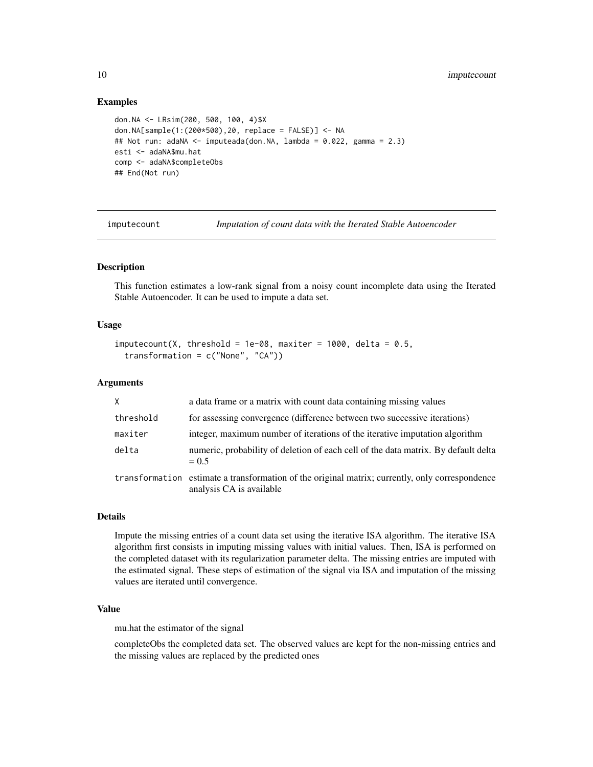## Examples

```
don.NA <- LRsim(200, 500, 100, 4)$X
don.NA[sample(1:(200*500),20, replace = FALSE)] <- NA
## Not run: adaNA <- imputeada(don.NA, lambda = 0.022, gamma = 2.3)
esti <- adaNA$mu.hat
comp <- adaNA$completeObs
## End(Not run)
```

---

# imputecount — *Imputation of count data with the Iterated Stable Autoencoder*

## Description

This function estimates a low-rank signal from a noisy count incomplete data using the Iterated Stable Autoencoder. It can be used to impute a data set.

## Usage

```
imputecount(X, threshold = 1e-08, maxiter = 1000, delta = 0.5,
  transformation = c("None", "CA"))
```

## Arguments

| | |
|---|---|
| `X` | a data frame or a matrix with count data containing missing values |
| `threshold` | for assessing convergence (difference between two successive iterations) |
| `maxiter` | integer, maximum number of iterations of the iterative imputation algorithm |
| `delta` | numeric, probability of deletion of each cell of the data matrix. By default delta = 0.5 |
| `transformation` | estimate a transformation of the original matrix; currently, only correspondence analysis CA is available |

## Details

Impute the missing entries of a count data set using the iterative ISA algorithm. The iterative ISA algorithm first consists in imputing missing values with initial values. Then, ISA is performed on the completed dataset with its regularization parameter delta. The missing entries are imputed with the estimated signal. These steps of estimation of the signal via ISA and imputation of the missing values are iterated until convergence.

## Value

mu.hat the estimator of the signal

completeObs the completed data set. The observed values are kept for the non-missing entries and the missing values are replaced by the predicted ones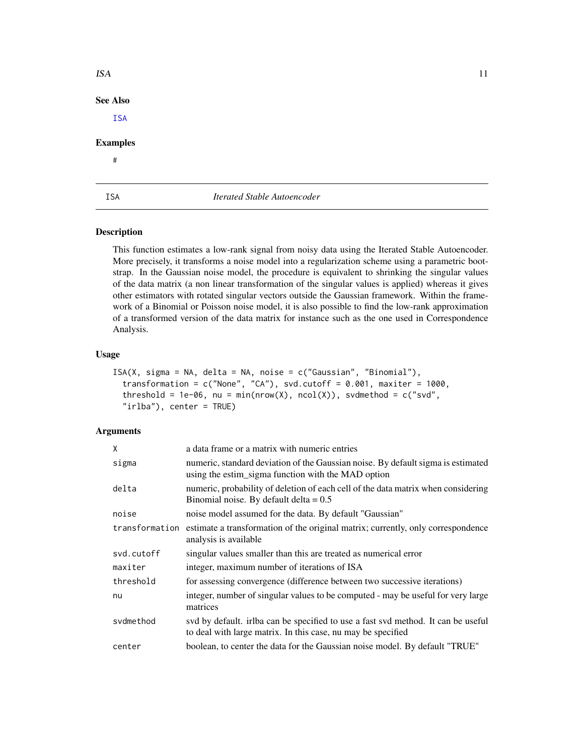## See Also

ISA

## Examples

```
#
```

# ISA — *Iterated Stable Autoencoder*

## Description

This function estimates a low-rank signal from noisy data using the Iterated Stable Autoencoder. More precisely, it transforms a noise model into a regularization scheme using a parametric bootstrap. In the Gaussian noise model, the procedure is equivalent to shrinking the singular values of the data matrix (a non linear transformation of the singular values is applied) whereas it gives other estimators with rotated singular vectors outside the Gaussian framework. Within the framework of a Binomial or Poisson noise model, it is also possible to find the low-rank approximation of a transformed version of the data matrix for instance such as the one used in Correspondence Analysis.

## Usage

```
ISA(X, sigma = NA, delta = NA, noise = c("Gaussian", "Binomial"),
  transformation = c("None", "CA"), svd.cutoff = 0.001, maxiter = 1000,
  threshold = 1e-06, nu = min(nrow(X), ncol(X)), svdmethod = c("svd",
  "irlba"), center = TRUE)
```

## Arguments

| | |
|---|---|
| `X` | a data frame or a matrix with numeric entries |
| `sigma` | numeric, standard deviation of the Gaussian noise. By default sigma is estimated using the estim_sigma function with the MAD option |
| `delta` | numeric, probability of deletion of each cell of the data matrix when considering Binomial noise. By default delta = 0.5 |
| `noise` | noise model assumed for the data. By default "Gaussian" |
| `transformation` | estimate a transformation of the original matrix; currently, only correspondence analysis is available |
| `svd.cutoff` | singular values smaller than this are treated as numerical error |
| `maxiter` | integer, maximum number of iterations of ISA |
| `threshold` | for assessing convergence (difference between two successive iterations) |
| `nu` | integer, number of singular values to be computed - may be useful for very large matrices |
| `svdmethod` | svd by default. irlba can be specified to use a fast svd method. It can be useful to deal with large matrix. In this case, nu may be specified |
| `center` | boolean, to center the data for the Gaussian noise model. By default "TRUE" |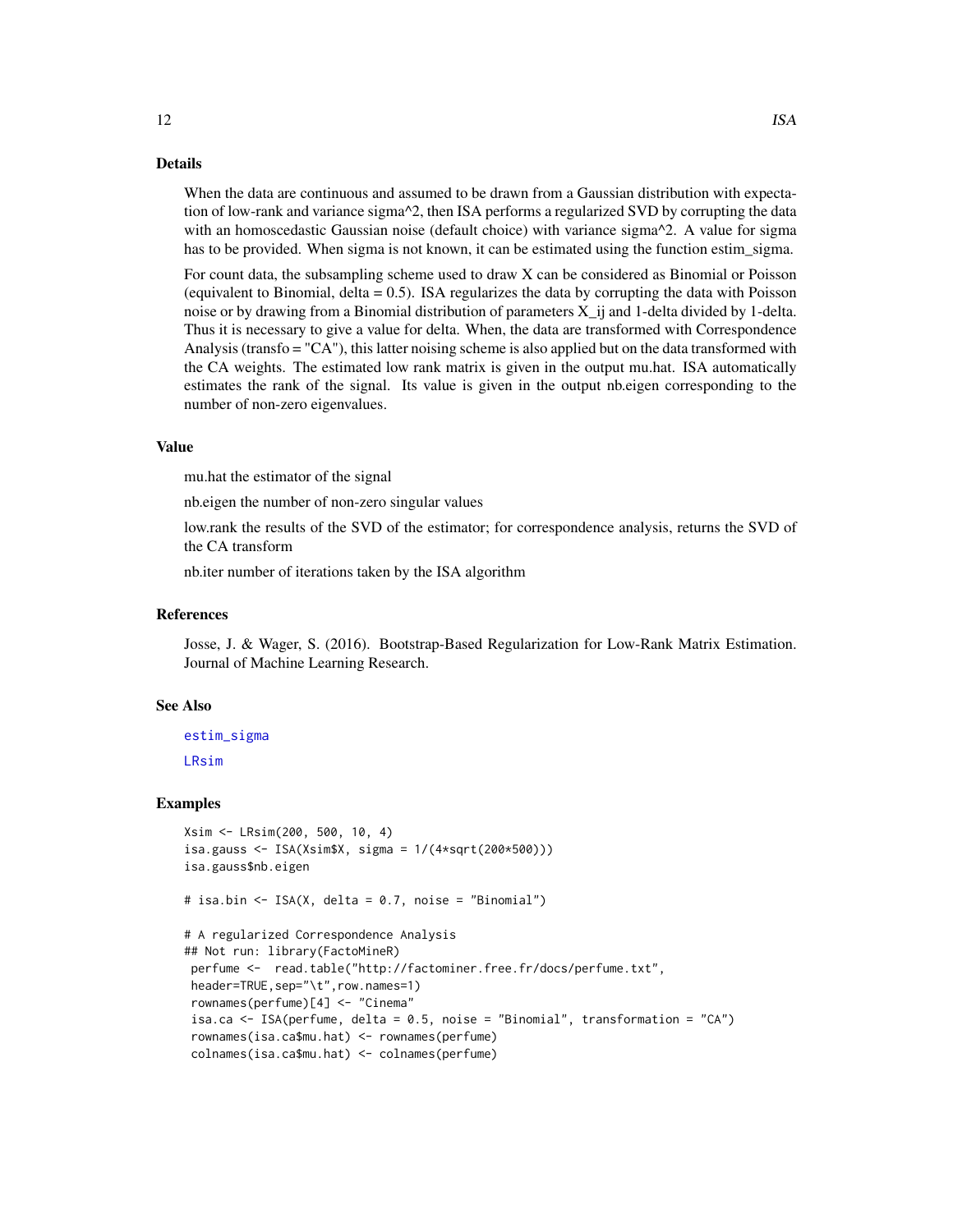## Details

When the data are continuous and assumed to be drawn from a Gaussian distribution with expectation of low-rank and variance sigma^2, then ISA performs a regularized SVD by corrupting the data with an homoscedastic Gaussian noise (default choice) with variance sigma^2. A value for sigma has to be provided. When sigma is not known, it can be estimated using the function estim_sigma.

For count data, the subsampling scheme used to draw X can be considered as Binomial or Poisson (equivalent to Binomial, delta = 0.5). ISA regularizes the data by corrupting the data with Poisson noise or by drawing from a Binomial distribution of parameters X_ij and 1-delta divided by 1-delta. Thus it is necessary to give a value for delta. When, the data are transformed with Correspondence Analysis (transfo = "CA"), this latter noising scheme is also applied but on the data transformed with the CA weights. The estimated low rank matrix is given in the output mu.hat. ISA automatically estimates the rank of the signal. Its value is given in the output nb.eigen corresponding to the number of non-zero eigenvalues.

## Value

mu.hat the estimator of the signal

nb.eigen the number of non-zero singular values

low.rank the results of the SVD of the estimator; for correspondence analysis, returns the SVD of the CA transform

nb.iter number of iterations taken by the ISA algorithm

## References

Josse, J. & Wager, S. (2016). Bootstrap-Based Regularization for Low-Rank Matrix Estimation. Journal of Machine Learning Research.

## See Also

estim_sigma

LRsim

## Examples

```
Xsim <- LRsim(200, 500, 10, 4)
isa.gauss <- ISA(Xsim$X, sigma = 1/(4*sqrt(200*500)))
isa.gauss$nb.eigen

# isa.bin <- ISA(X, delta = 0.7, noise = "Binomial")

# A regularized Correspondence Analysis
## Not run: library(FactoMineR)
 perfume <-  read.table("http://factominer.free.fr/docs/perfume.txt",
 header=TRUE,sep="\t",row.names=1)
 rownames(perfume)[4] <- "Cinema"
 isa.ca <- ISA(perfume, delta = 0.5, noise = "Binomial", transformation = "CA")
 rownames(isa.ca$mu.hat) <- rownames(perfume)
 colnames(isa.ca$mu.hat) <- colnames(perfume)
```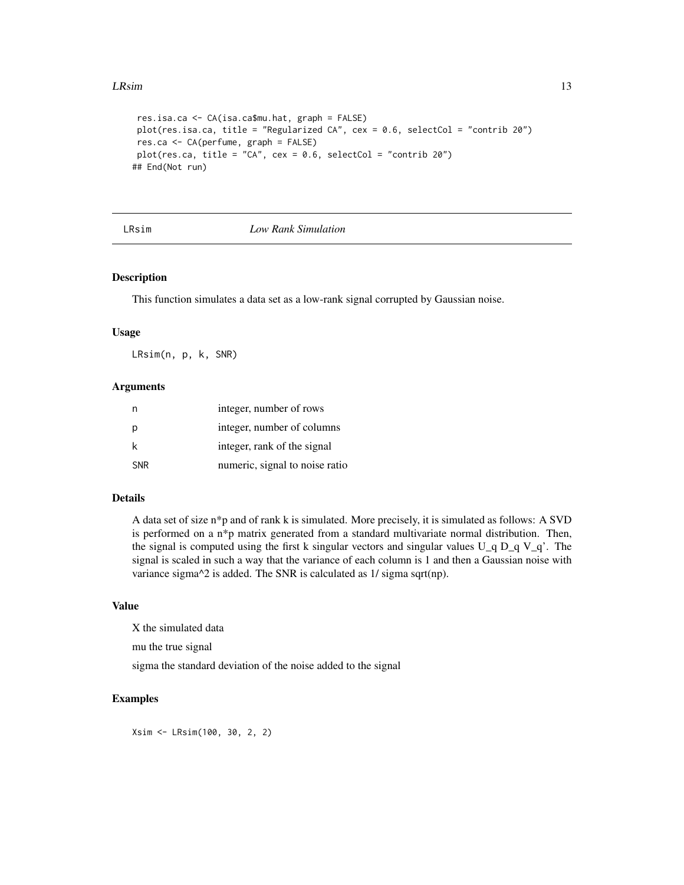```
res.isa.ca <- CA(isa.ca$mu.hat, graph = FALSE)
plot(res.isa.ca, title = "Regularized CA", cex = 0.6, selectCol = "contrib 20")
res.ca <- CA(perfume, graph = FALSE)
plot(res.ca, title = "CA", cex = 0.6, selectCol = "contrib 20")
## End(Not run)
```

## LRsim *Low Rank Simulation*

### Description

This function simulates a data set as a low-rank signal corrupted by Gaussian noise.

### Usage

```
LRsim(n, p, k, SNR)
```

### Arguments

| | |
|---|---|
| n | integer, number of rows |
| p | integer, number of columns |
| k | integer, rank of the signal |
| SNR | numeric, signal to noise ratio |

### Details

A data set of size n*p and of rank k is simulated. More precisely, it is simulated as follows: A SVD is performed on a n*p matrix generated from a standard multivariate normal distribution. Then, the signal is computed using the first k singular vectors and singular values U_q D_q V_q'. The signal is scaled in such a way that the variance of each column is 1 and then a Gaussian noise with variance sigma^2 is added. The SNR is calculated as 1/ sigma sqrt(np).

### Value

X the simulated data

mu the true signal

sigma the standard deviation of the noise added to the signal

### Examples

```
Xsim <- LRsim(100, 30, 2, 2)
```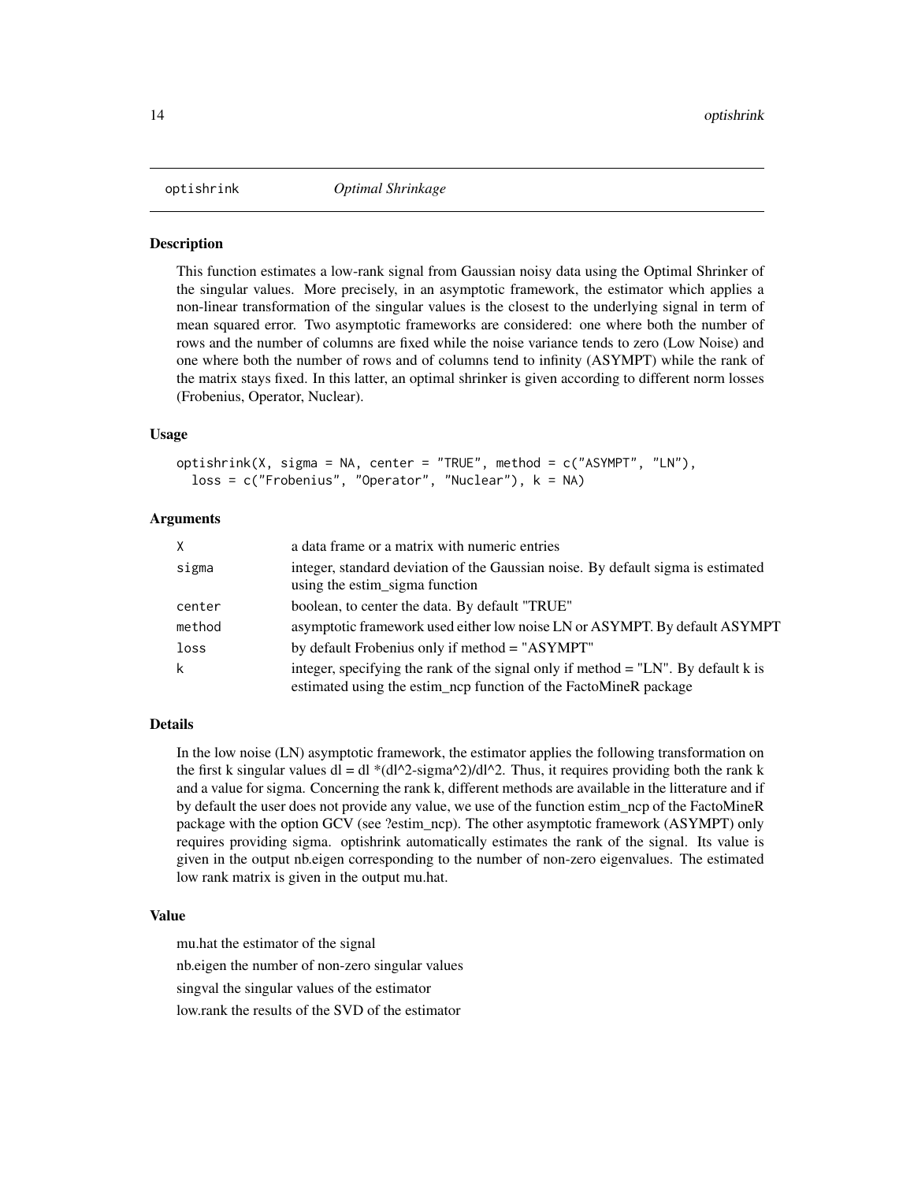# optishrink *Optimal Shrinkage*

## Description

This function estimates a low-rank signal from Gaussian noisy data using the Optimal Shrinker of the singular values. More precisely, in an asymptotic framework, the estimator which applies a non-linear transformation of the singular values is the closest to the underlying signal in term of mean squared error. Two asymptotic frameworks are considered: one where both the number of rows and the number of columns are fixed while the noise variance tends to zero (Low Noise) and one where both the number of rows and of columns tend to infinity (ASYMPT) while the rank of the matrix stays fixed. In this latter, an optimal shrinker is given according to different norm losses (Frobenius, Operator, Nuclear).

## Usage

```
optishrink(X, sigma = NA, center = "TRUE", method = c("ASYMPT", "LN"),
  loss = c("Frobenius", "Operator", "Nuclear"), k = NA)
```

## Arguments

| | |
|---|---|
| X | a data frame or a matrix with numeric entries |
| sigma | integer, standard deviation of the Gaussian noise. By default sigma is estimated using the estim_sigma function |
| center | boolean, to center the data. By default "TRUE" |
| method | asymptotic framework used either low noise LN or ASYMPT. By default ASYMPT |
| loss | by default Frobenius only if method = "ASYMPT" |
| k | integer, specifying the rank of the signal only if method = "LN". By default k is estimated using the estim_ncp function of the FactoMineR package |

## Details

In the low noise (LN) asymptotic framework, the estimator applies the following transformation on the first k singular values dl = dl *(dl^2-sigma^2)/dl^2. Thus, it requires providing both the rank k and a value for sigma. Concerning the rank k, different methods are available in the litterature and if by default the user does not provide any value, we use of the function estim_ncp of the FactoMineR package with the option GCV (see ?estim_ncp). The other asymptotic framework (ASYMPT) only requires providing sigma. optishrink automatically estimates the rank of the signal. Its value is given in the output nb.eigen corresponding to the number of non-zero eigenvalues. The estimated low rank matrix is given in the output mu.hat.

## Value

mu.hat the estimator of the signal

nb.eigen the number of non-zero singular values

singval the singular values of the estimator

low.rank the results of the SVD of the estimator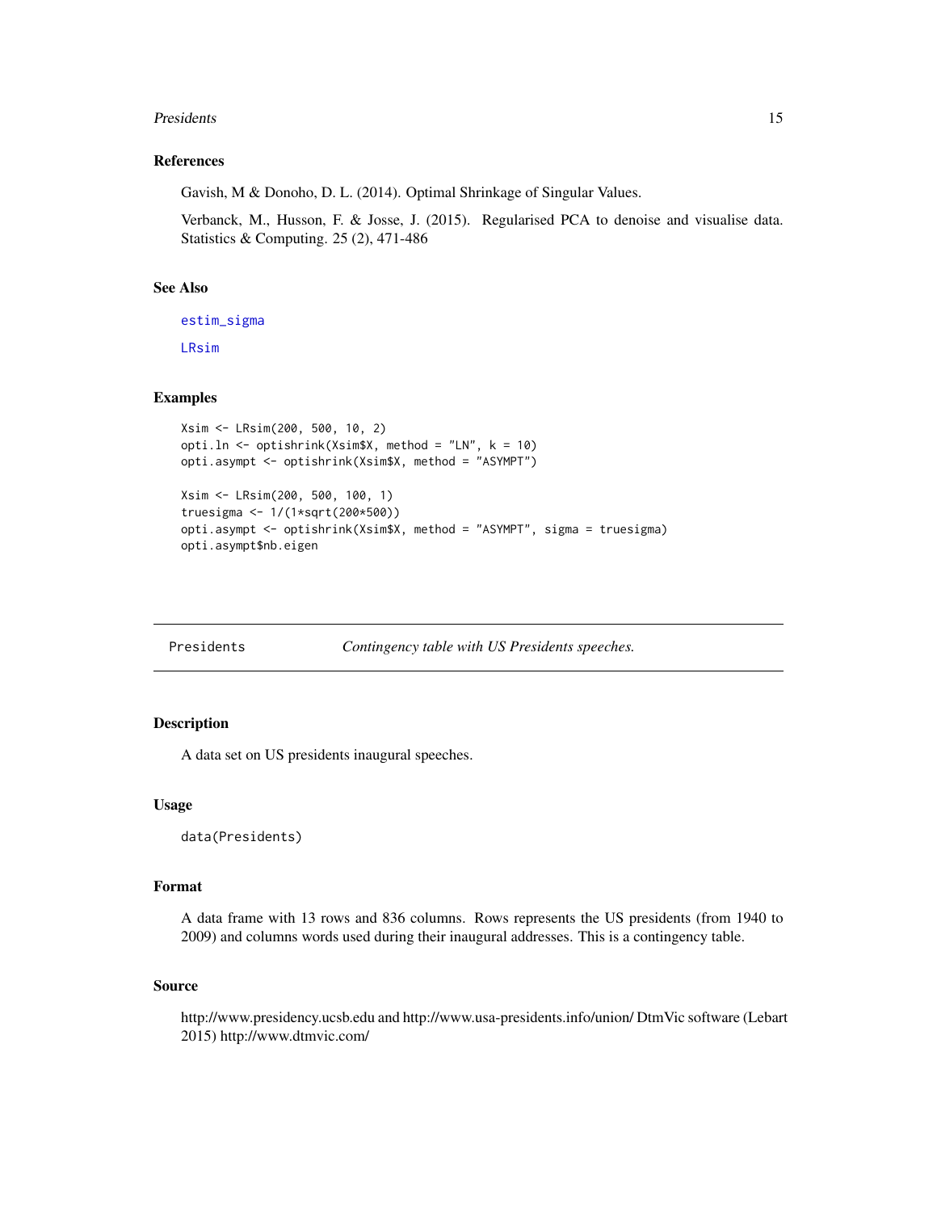### References

Gavish, M & Donoho, D. L. (2014). Optimal Shrinkage of Singular Values.

Verbanck, M., Husson, F. & Josse, J. (2015). Regularised PCA to denoise and visualise data. Statistics & Computing. 25 (2), 471-486

### See Also

`estim_sigma`

`LRsim`

### Examples

```
Xsim <- LRsim(200, 500, 10, 2)
opti.ln <- optishrink(Xsim$X, method = "LN", k = 10)
opti.asympt <- optishrink(Xsim$X, method = "ASYMPT")

Xsim <- LRsim(200, 500, 100, 1)
truesigma <- 1/(1*sqrt(200*500))
opti.asympt <- optishrink(Xsim$X, method = "ASYMPT", sigma = truesigma)
opti.asympt$nb.eigen
```

---

## Presidents *Contingency table with US Presidents speeches.*

### Description

A data set on US presidents inaugural speeches.

### Usage

```
data(Presidents)
```

### Format

A data frame with 13 rows and 836 columns. Rows represents the US presidents (from 1940 to 2009) and columns words used during their inaugural addresses. This is a contingency table.

### Source

http://www.presidency.ucsb.edu and http://www.usa-presidents.info/union/ DtmVic software (Lebart 2015) http://www.dtmvic.com/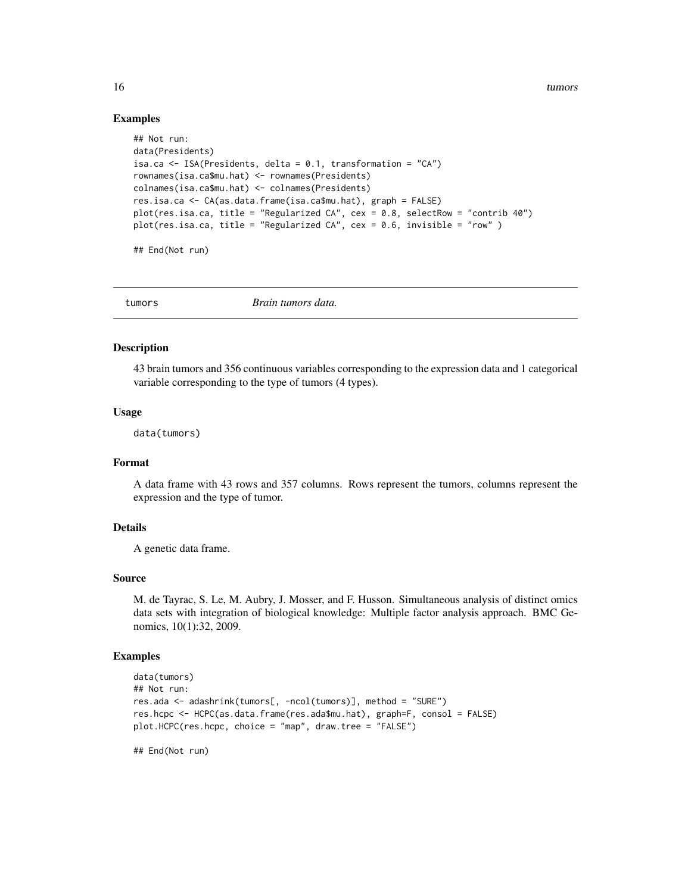### Examples

```
## Not run:
data(Presidents)
isa.ca <- ISA(Presidents, delta = 0.1, transformation = "CA")
rownames(isa.ca$mu.hat) <- rownames(Presidents)
colnames(isa.ca$mu.hat) <- colnames(Presidents)
res.isa.ca <- CA(as.data.frame(isa.ca$mu.hat), graph = FALSE)
plot(res.isa.ca, title = "Regularized CA", cex = 0.8, selectRow = "contrib 40")
plot(res.isa.ca, title = "Regularized CA", cex = 0.6, invisible = "row" )

## End(Not run)
```

---

## tumors *Brain tumors data.*

---

### Description

43 brain tumors and 356 continuous variables corresponding to the expression data and 1 categorical variable corresponding to the type of tumors (4 types).

### Usage

```
data(tumors)
```

### Format

A data frame with 43 rows and 357 columns. Rows represent the tumors, columns represent the expression and the type of tumor.

### Details

A genetic data frame.

### Source

M. de Tayrac, S. Le, M. Aubry, J. Mosser, and F. Husson. Simultaneous analysis of distinct omics data sets with integration of biological knowledge: Multiple factor analysis approach. BMC Genomics, 10(1):32, 2009.

### Examples

```
data(tumors)
## Not run:
res.ada <- adashrink(tumors[, -ncol(tumors)], method = "SURE")
res.hcpc <- HCPC(as.data.frame(res.ada$mu.hat), graph=F, consol = FALSE)
plot.HCPC(res.hcpc, choice = "map", draw.tree = "FALSE")

## End(Not run)
```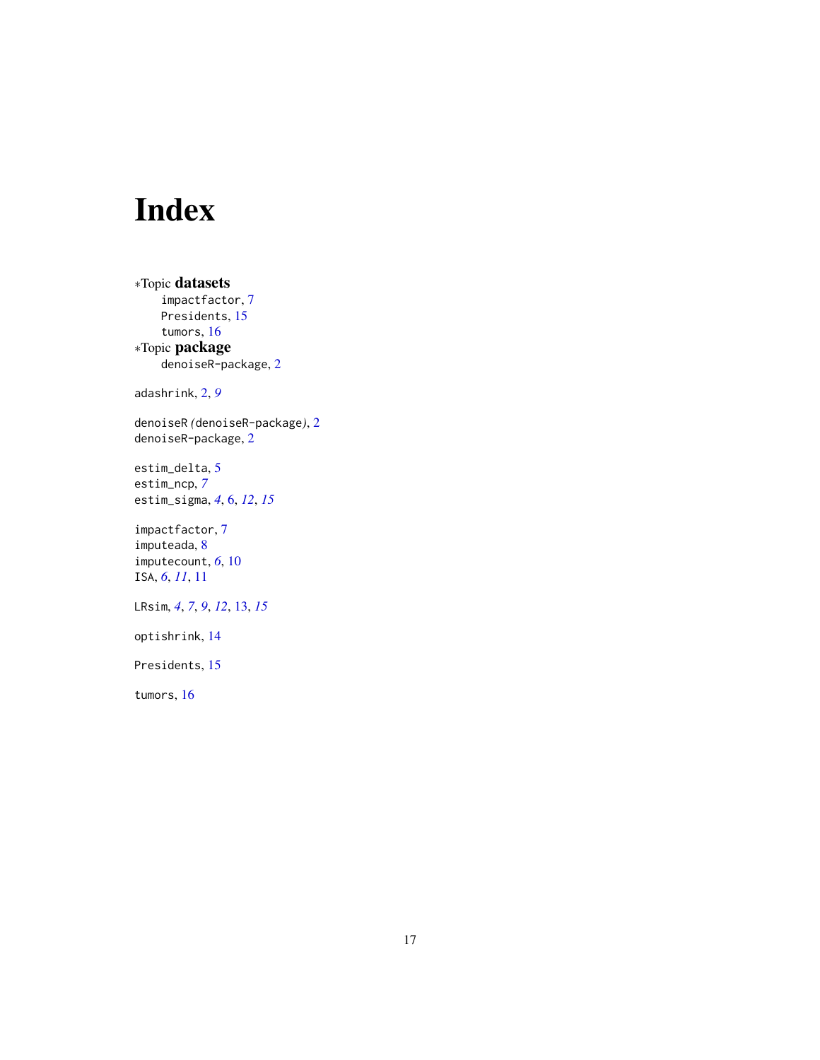# Index

*Topic **datasets**

impactfactor, 7
Presidents, 15
tumors, 16

*Topic **package**

denoiseR-package, 2

adashrink, 2, *9*

denoiseR (denoiseR-package), 2
denoiseR-package, 2

estim_delta, 5
estim_ncp, *7*
estim_sigma, *4*, 6, *12*, *15*

impactfactor, 7
imputeada, 8
imputecount, *6*, 10
ISA, *6*, *11*, 11

LRsim, *4*, *7*, *9*, *12*, 13, *15*

optishrink, 14

Presidents, 15

tumors, 16